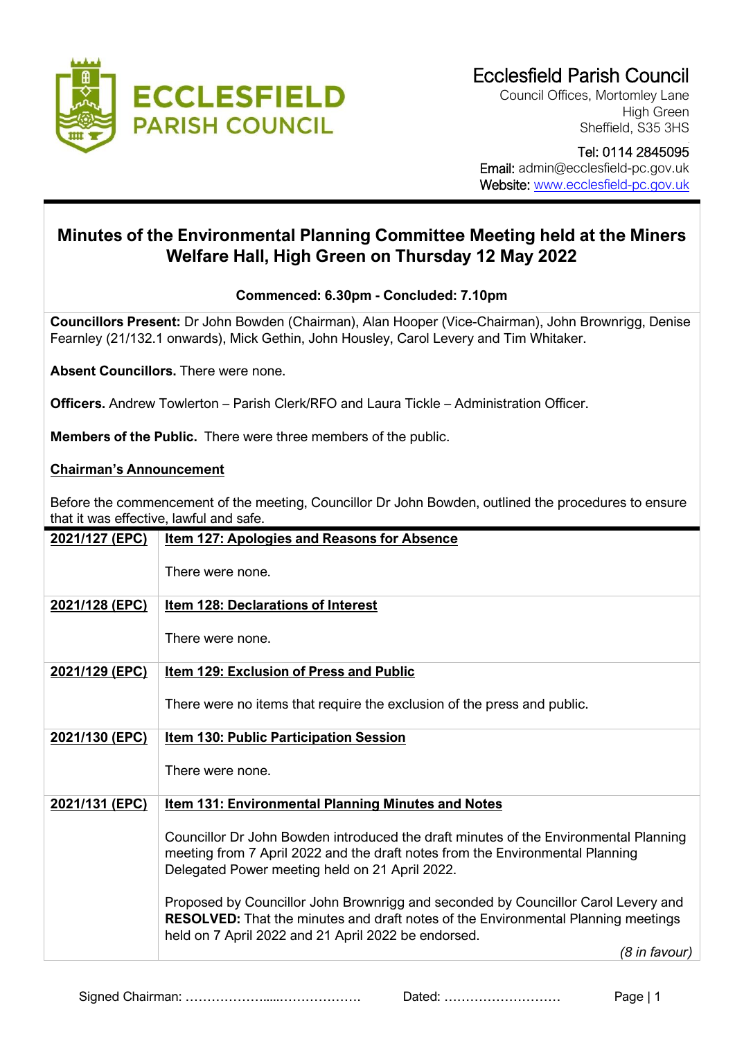Ecclesfield Parish Council
Council Offices, Mortomley Lane
High Green
Sheffield, S35 3HS

Tel: 0114 2845095
Email: admin@ecclesfield-pc.gov.uk
Website: www.ecclesfield-pc.gov.uk

# Minutes of the Environmental Planning Committee Meeting held at the Miners Welfare Hall, High Green on Thursday 12 May 2022

**Commenced: 6.30pm - Concluded: 7.10pm**

**Councillors Present:** Dr John Bowden (Chairman), Alan Hooper (Vice-Chairman), John Brownrigg, Denise Fearnley (21/132.1 onwards), Mick Gethin, John Housley, Carol Levery and Tim Whitaker.

**Absent Councillors.** There were none.

**Officers.** Andrew Towlerton – Parish Clerk/RFO and Laura Tickle – Administration Officer.

**Members of the Public.** There were three members of the public.

**Chairman's Announcement**

Before the commencement of the meeting, Councillor Dr John Bowden, outlined the procedures to ensure that it was effective, lawful and safe.

| | |
|---|---|
| **2021/127 (EPC)** | **Item 127: Apologies and Reasons for Absence**<br><br>There were none. |
| **2021/128 (EPC)** | **Item 128: Declarations of Interest**<br><br>There were none. |
| **2021/129 (EPC)** | **Item 129: Exclusion of Press and Public**<br><br>There were no items that require the exclusion of the press and public. |
| **2021/130 (EPC)** | **Item 130: Public Participation Session**<br><br>There were none. |
| **2021/131 (EPC)** | **Item 131: Environmental Planning Minutes and Notes**<br><br>Councillor Dr John Bowden introduced the draft minutes of the Environmental Planning meeting from 7 April 2022 and the draft notes from the Environmental Planning Delegated Power meeting held on 21 April 2022.<br><br>Proposed by Councillor John Brownrigg and seconded by Councillor Carol Levery and **RESOLVED:** That the minutes and draft notes of the Environmental Planning meetings held on 7 April 2022 and 21 April 2022 be endorsed.<br><br>*(8 in favour)* |

Signed Chairman: ………………….....………………  Dated: ………………………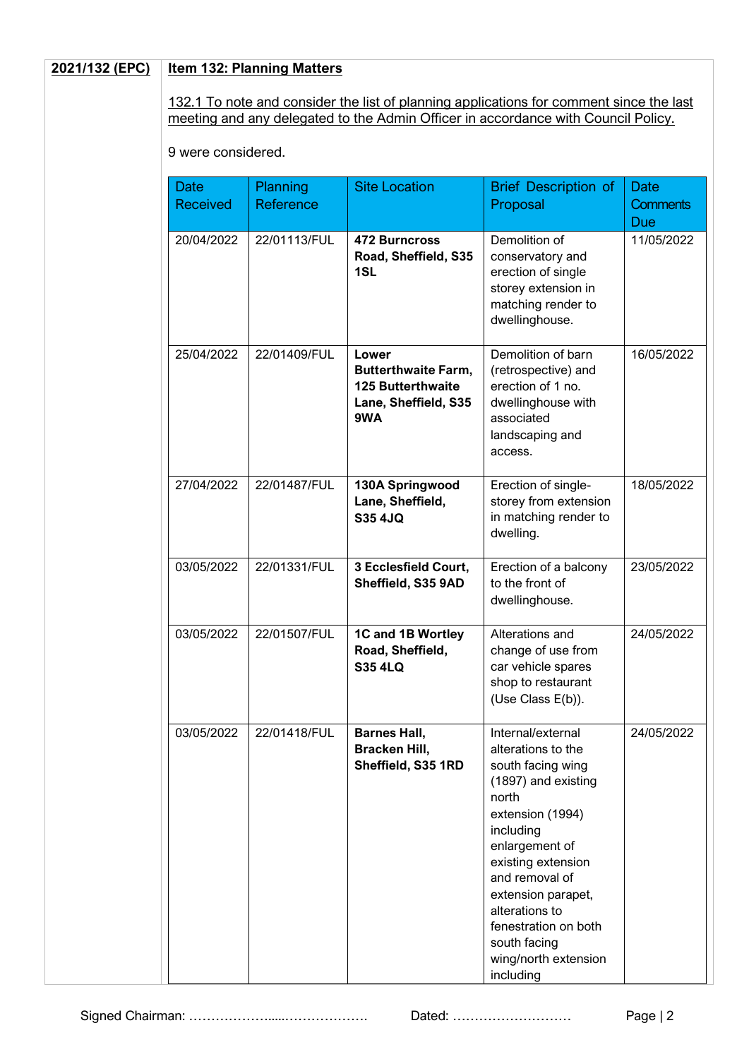**2021/132 (EPC)**

**Item 132: Planning Matters**

132.1 To note and consider the list of planning applications for comment since the last meeting and any delegated to the Admin Officer in accordance with Council Policy.

9 were considered.

| Date Received | Planning Reference | Site Location | Brief Description of Proposal | Date Comments Due |
|---|---|---|---|---|
| 20/04/2022 | 22/01113/FUL | **472 Burncross Road, Sheffield, S35 1SL** | Demolition of conservatory and erection of single storey extension in matching render to dwellinghouse. | 11/05/2022 |
| 25/04/2022 | 22/01409/FUL | **Lower Butterthwaite Farm, 125 Butterthwaite Lane, Sheffield, S35 9WA** | Demolition of barn (retrospective) and erection of 1 no. dwellinghouse with associated landscaping and access. | 16/05/2022 |
| 27/04/2022 | 22/01487/FUL | **130A Springwood Lane, Sheffield, S35 4JQ** | Erection of single-storey from extension in matching render to dwelling. | 18/05/2022 |
| 03/05/2022 | 22/01331/FUL | **3 Ecclesfield Court, Sheffield, S35 9AD** | Erection of a balcony to the front of dwellinghouse. | 23/05/2022 |
| 03/05/2022 | 22/01507/FUL | **1C and 1B Wortley Road, Sheffield, S35 4LQ** | Alterations and change of use from car vehicle spares shop to restaurant (Use Class E(b)). | 24/05/2022 |
| 03/05/2022 | 22/01418/FUL | **Barnes Hall, Bracken Hill, Sheffield, S35 1RD** | Internal/external alterations to the south facing wing (1897) and existing north extension (1994) including enlargement of existing extension and removal of extension parapet, alterations to fenestration on both south facing wing/north extension including | 24/05/2022 |

Signed Chairman: ………………....………………  Dated: ………………………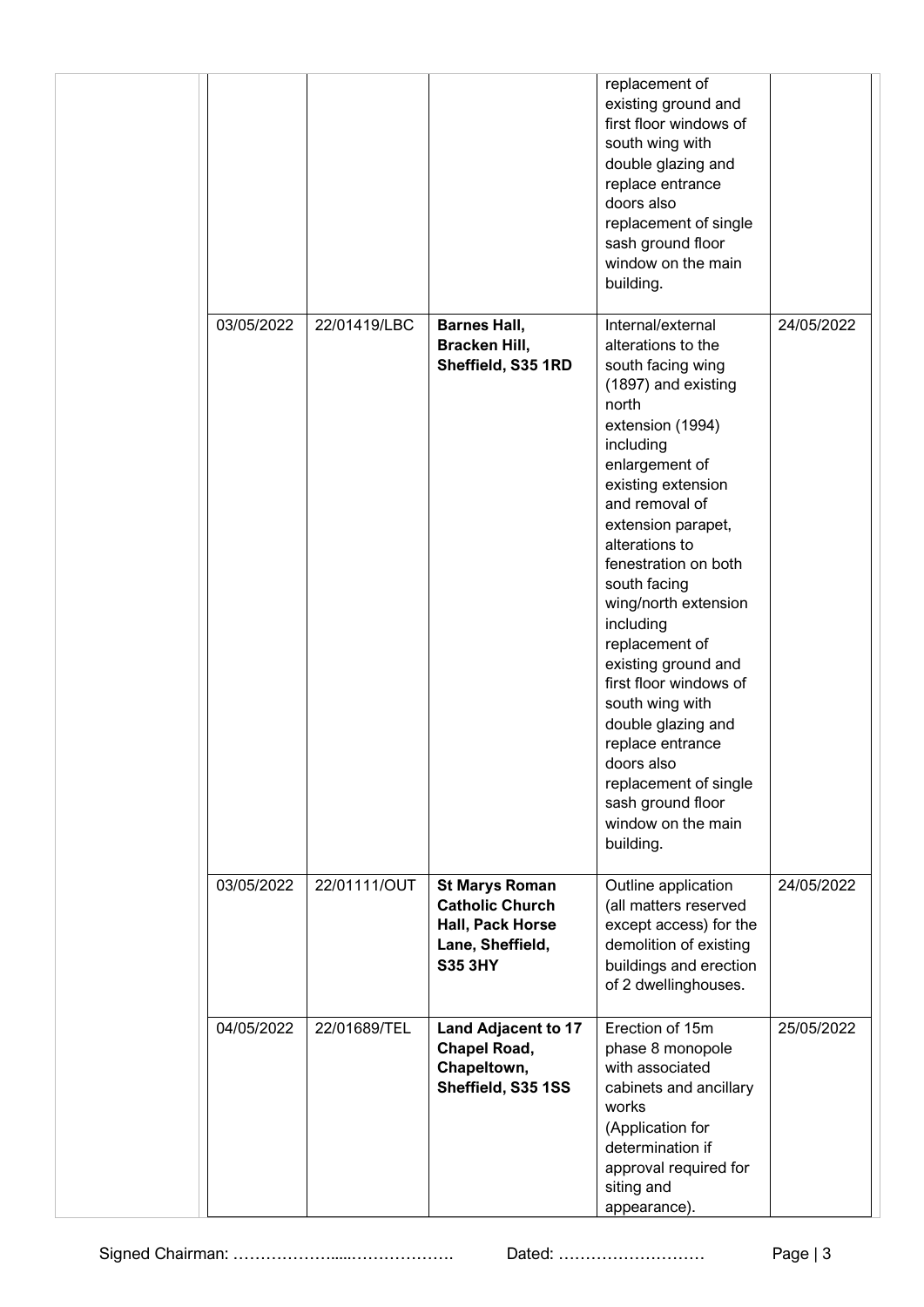| | | | | | |
|---|---|---|---|---|---|
| | | | | replacement of existing ground and first floor windows of south wing with double glazing and replace entrance doors also replacement of single sash ground floor window on the main building. | |
| | 03/05/2022 | 22/01419/LBC | **Barnes Hall, Bracken Hill, Sheffield, S35 1RD** | Internal/external alterations to the south facing wing (1897) and existing north extension (1994) including enlargement of existing extension and removal of extension parapet, alterations to fenestration on both south facing wing/north extension including replacement of existing ground and first floor windows of south wing with double glazing and replace entrance doors also replacement of single sash ground floor window on the main building. | 24/05/2022 |
| | 03/05/2022 | 22/01111/OUT | **St Marys Roman Catholic Church Hall, Pack Horse Lane, Sheffield, S35 3HY** | Outline application (all matters reserved except access) for the demolition of existing buildings and erection of 2 dwellinghouses. | 24/05/2022 |
| | 04/05/2022 | 22/01689/TEL | **Land Adjacent to 17 Chapel Road, Chapeltown, Sheffield, S35 1SS** | Erection of 15m phase 8 monopole with associated cabinets and ancillary works (Application for determination if approval required for siting and appearance). | 25/05/2022 |

Signed Chairman: ………………......………………. Dated: ………………………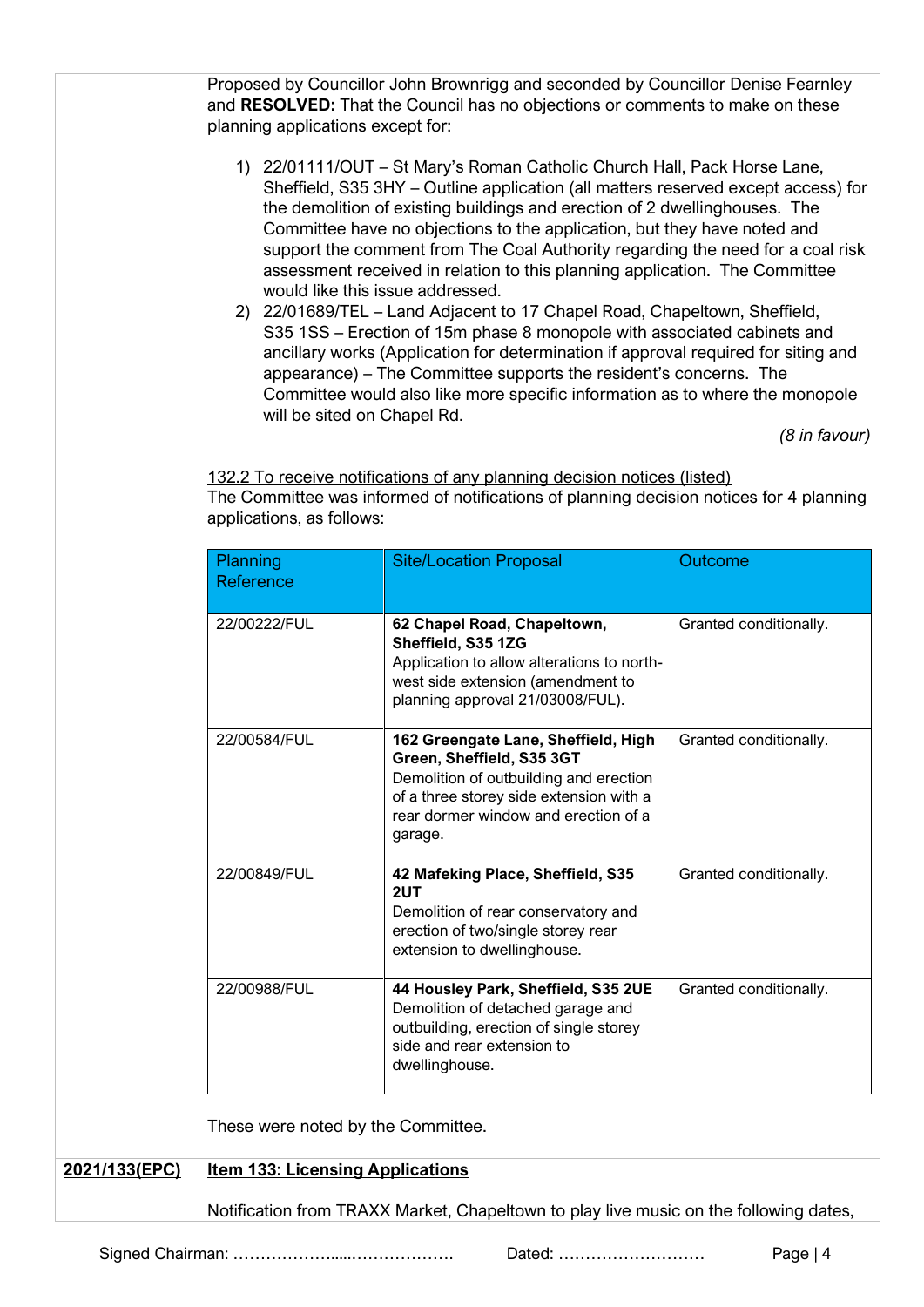Proposed by Councillor John Brownrigg and seconded by Councillor Denise Fearnley and **RESOLVED:** That the Council has no objections or comments to make on these planning applications except for:

1) 22/01111/OUT – St Mary's Roman Catholic Church Hall, Pack Horse Lane, Sheffield, S35 3HY – Outline application (all matters reserved except access) for the demolition of existing buildings and erection of 2 dwellinghouses. The Committee have no objections to the application, but they have noted and support the comment from The Coal Authority regarding the need for a coal risk assessment received in relation to this planning application. The Committee would like this issue addressed.
2) 22/01689/TEL – Land Adjacent to 17 Chapel Road, Chapeltown, Sheffield, S35 1SS – Erection of 15m phase 8 monopole with associated cabinets and ancillary works (Application for determination if approval required for siting and appearance) – The Committee supports the resident's concerns. The Committee would also like more specific information as to where the monopole will be sited on Chapel Rd.

*(8 in favour)*

<u>132.2 To receive notifications of any planning decision notices (listed)</u>

The Committee was informed of notifications of planning decision notices for 4 planning applications, as follows:

| Planning Reference | Site/Location Proposal | Outcome |
|---|---|---|
| 22/00222/FUL | **62 Chapel Road, Chapeltown, Sheffield, S35 1ZG** Application to allow alterations to north-west side extension (amendment to planning approval 21/03008/FUL). | Granted conditionally. |
| 22/00584/FUL | **162 Greengate Lane, Sheffield, High Green, Sheffield, S35 3GT** Demolition of outbuilding and erection of a three storey side extension with a rear dormer window and erection of a garage. | Granted conditionally. |
| 22/00849/FUL | **42 Mafeking Place, Sheffield, S35 2UT** Demolition of rear conservatory and erection of two/single storey rear extension to dwellinghouse. | Granted conditionally. |
| 22/00988/FUL | **44 Housley Park, Sheffield, S35 2UE** Demolition of detached garage and outbuilding, erection of single storey side and rear extension to dwellinghouse. | Granted conditionally. |

These were noted by the Committee.

**2021/133(EPC)** **<u>Item 133: Licensing Applications</u>**

Notification from TRAXX Market, Chapeltown to play live music on the following dates,

Signed Chairman: ………………....………………. Dated: ………………………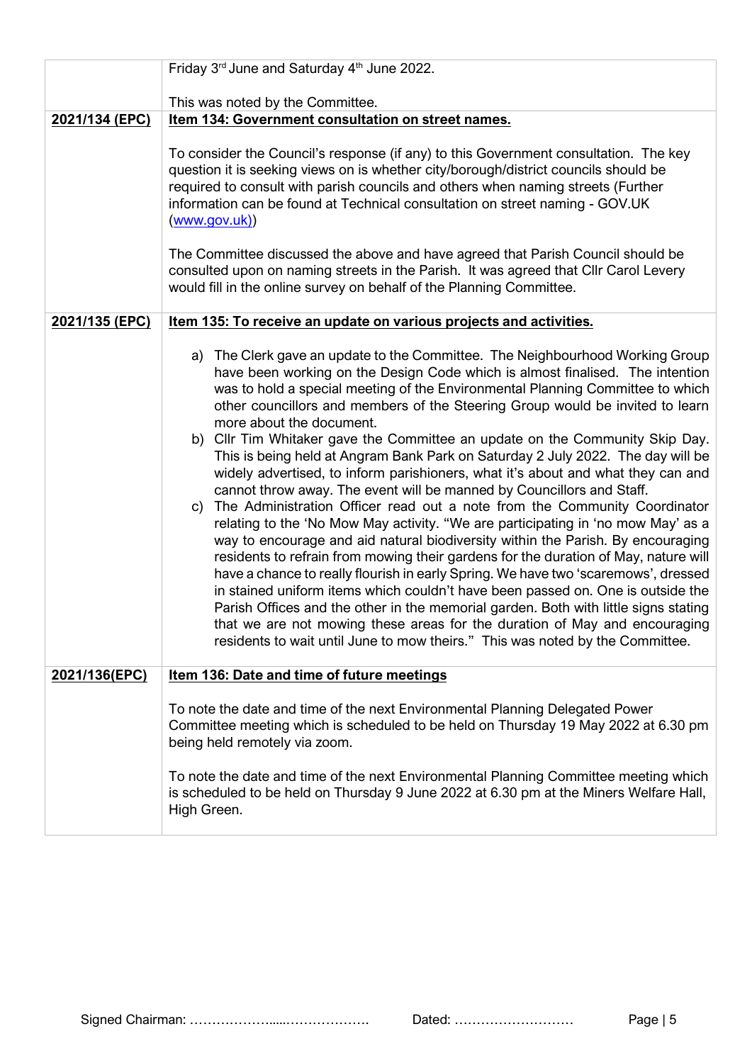| | |
|---|---|
| | Friday 3rd June and Saturday 4th June 2022.<br><br>This was noted by the Committee. |
| **2021/134 (EPC)** | **Item 134: Government consultation on street names.**<br><br>To consider the Council's response (if any) to this Government consultation. The key question it is seeking views on is whether city/borough/district councils should be required to consult with parish councils and others when naming streets (Further information can be found at Technical consultation on street naming - GOV.UK (www.gov.uk))<br><br>The Committee discussed the above and have agreed that Parish Council should be consulted upon on naming streets in the Parish. It was agreed that Cllr Carol Levery would fill in the online survey on behalf of the Planning Committee. |
| **2021/135 (EPC)** | **Item 135: To receive an update on various projects and activities.**<br><br>a) The Clerk gave an update to the Committee. The Neighbourhood Working Group have been working on the Design Code which is almost finalised. The intention was to hold a special meeting of the Environmental Planning Committee to which other councillors and members of the Steering Group would be invited to learn more about the document.<br>b) Cllr Tim Whitaker gave the Committee an update on the Community Skip Day. This is being held at Angram Bank Park on Saturday 2 July 2022. The day will be widely advertised, to inform parishioners, what it's about and what they can and cannot throw away. The event will be manned by Councillors and Staff.<br>c) The Administration Officer read out a note from the Community Coordinator relating to the 'No Mow May activity. "We are participating in 'no mow May' as a way to encourage and aid natural biodiversity within the Parish. By encouraging residents to refrain from mowing their gardens for the duration of May, nature will have a chance to really flourish in early Spring. We have two 'scaremows', dressed in stained uniform items which couldn't have been passed on. One is outside the Parish Offices and the other in the memorial garden. Both with little signs stating that we are not mowing these areas for the duration of May and encouraging residents to wait until June to mow theirs." This was noted by the Committee. |
| **2021/136(EPC)** | **Item 136: Date and time of future meetings**<br><br>To note the date and time of the next Environmental Planning Delegated Power Committee meeting which is scheduled to be held on Thursday 19 May 2022 at 6.30 pm being held remotely via zoom.<br><br>To note the date and time of the next Environmental Planning Committee meeting which is scheduled to be held on Thursday 9 June 2022 at 6.30 pm at the Miners Welfare Hall, High Green. |

Signed Chairman: ………………......……………… Dated: ………………………